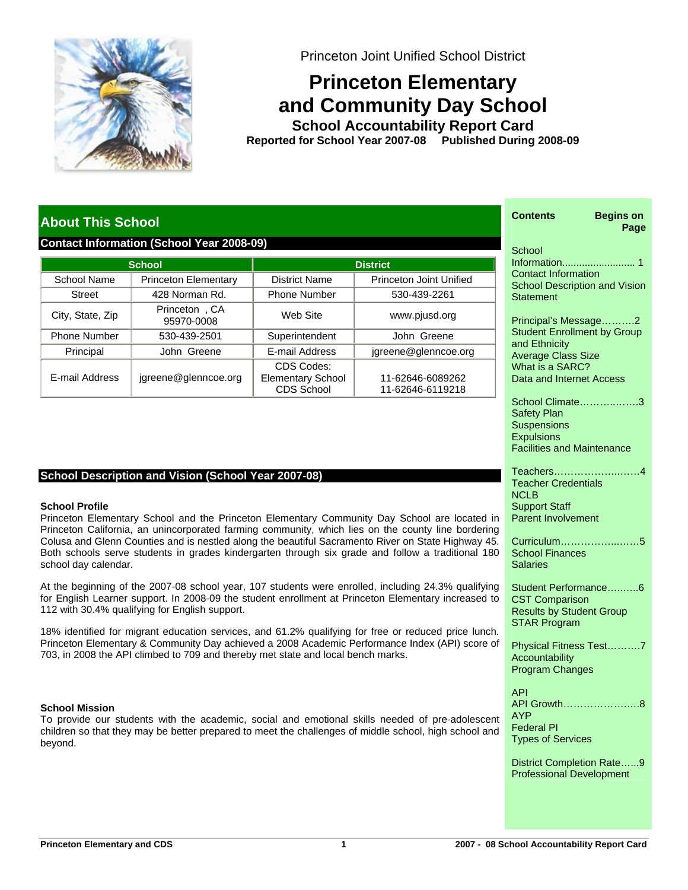Princeton Joint Unified School District

# Princeton Elementary and Community Day School

**School Accountability Report Card**

**Reported for School Year 2007-08 Published During 2008-09**

## About This School

### Contact Information (School Year 2008-09)

| School | | District | |
|---|---|---|---|
| School Name | Princeton Elementary | District Name | Princeton Joint Unified |
| Street | 428 Norman Rd. | Phone Number | 530-439-2261 |
| City, State, Zip | Princeton , CA 95970-0008 | Web Site | www.pjusd.org |
| Phone Number | 530-439-2501 | Superintendent | John Greene |
| Principal | John Greene | E-mail Address | jgreene@glenncoe.org |
| E-mail Address | jgreene@glenncoe.org | CDS Codes: Elementary School CDS School | 11-62646-6089262 11-62646-6119218 |

### School Description and Vision (School Year 2007-08)

**School Profile**

Princeton Elementary School and the Princeton Elementary Community Day School are located in Princeton California, an unincorporated farming community, which lies on the county line bordering Colusa and Glenn Counties and is nestled along the beautiful Sacramento River on State Highway 45. Both schools serve students in grades kindergarten through six grade and follow a traditional 180 school day calendar.

At the beginning of the 2007-08 school year, 107 students were enrolled, including 24.3% qualifying for English Learner support. In 2008-09 the student enrollment at Princeton Elementary increased to 112 with 30.4% qualifying for English support.

18% identified for migrant education services, and 61.2% qualifying for free or reduced price lunch. Princeton Elementary & Community Day achieved a 2008 Academic Performance Index (API) score of 703, in 2008 the API climbed to 709 and thereby met state and local bench marks.

**School Mission**

To provide our students with the academic, social and emotional skills needed of pre-adolescent children so that they may be better prepared to meet the challenges of middle school, high school and beyond.

| Contents | Begins on Page |
|---|---|
| School Information — Contact Information, School Description and Vision Statement | 1 |
| Principal's Message — Student Enrollment by Group and Ethnicity, Average Class Size, What is a SARC?, Data and Internet Access | 2 |
| School Climate — Safety Plan, Suspensions, Expulsions, Facilities and Maintenance | 3 |
| Teachers — Teacher Credentials, NCLB, Support Staff, Parent Involvement | 4 |
| Curriculum — School Finances, Salaries | 5 |
| Student Performance — CST Comparison, Results by Student Group, STAR Program | 6 |
| Physical Fitness Test — Accountability, Program Changes | 7 |
| API, API Growth — AYP, Federal PI, Types of Services | 8 |
| District Completion Rate — Professional Development | 9 |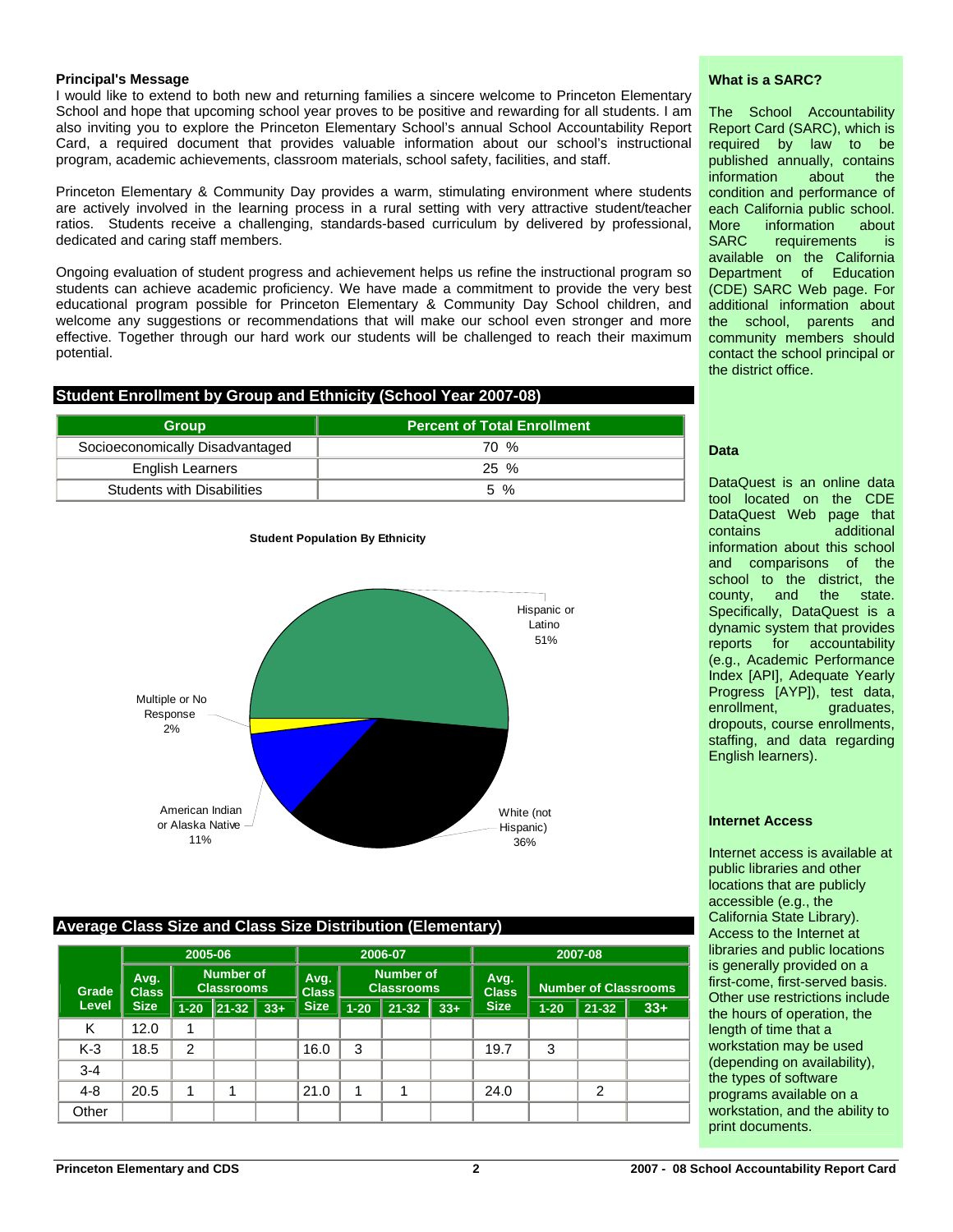## Principal's Message

I would like to extend to both new and returning families a sincere welcome to Princeton Elementary School and hope that upcoming school year proves to be positive and rewarding for all students. I am also inviting you to explore the Princeton Elementary School's annual School Accountability Report Card, a required document that provides valuable information about our school's instructional program, academic achievements, classroom materials, school safety, facilities, and staff.

Princeton Elementary & Community Day provides a warm, stimulating environment where students are actively involved in the learning process in a rural setting with very attractive student/teacher ratios. Students receive a challenging, standards-based curriculum by delivered by professional, dedicated and caring staff members.

Ongoing evaluation of student progress and achievement helps us refine the instructional program so students can achieve academic proficiency. We have made a commitment to provide the very best educational program possible for Princeton Elementary & Community Day School children, and welcome any suggestions or recommendations that will make our school even stronger and more effective. Together through our hard work our students will be challenged to reach their maximum potential.

## Student Enrollment by Group and Ethnicity (School Year 2007-08)

| Group | Percent of Total Enrollment |
| --- | --- |
| Socioeconomically Disadvantaged | 70 % |
| English Learners | 25 % |
| Students with Disabilities | 5 % |

**Student Population By Ethnicity**

- Hispanic or Latino 51%
- White (not Hispanic) 36%
- American Indian or Alaska Native 11%
- Multiple or No Response 2%

## Average Class Size and Class Size Distribution (Elementary)

| Grade Level | 2005-06 | | | | 2006-07 | | | | 2007-08 | | | |
| --- | --- | --- | --- | --- | --- | --- | --- | --- | --- | --- | --- | --- |
| | Avg. Class Size | Number of Classrooms | | | Avg. Class Size | Number of Classrooms | | | Avg. Class Size | Number of Classrooms | | |
| | | 1-20 | 21-32 | 33+ | | 1-20 | 21-32 | 33+ | | 1-20 | 21-32 | 33+ |
| K | 12.0 | 1 | | | | | | | | | | |
| K-3 | 18.5 | 2 | | | 16.0 | 3 | | | 19.7 | 3 | | |
| 3-4 | | | | | | | | | | | | |
| 4-8 | 20.5 | 1 | 1 | | 21.0 | 1 | 1 | | 24.0 | | 2 | |
| Other | | | | | | | | | | | | |

### What is a SARC?

The School Accountability Report Card (SARC), which is required by law to be published annually, contains information about the condition and performance of each California public school. More information about SARC requirements is available on the California Department of Education (CDE) SARC Web page. For additional information about the school, parents and community members should contact the school principal or the district office.

### Data

DataQuest is an online data tool located on the CDE DataQuest Web page that contains additional information about this school and comparisons of the school to the district, the county, and the state. Specifically, DataQuest is a dynamic system that provides reports for accountability (e.g., Academic Performance Index [API], Adequate Yearly Progress [AYP]), test data, enrollment, graduates, dropouts, course enrollments, staffing, and data regarding English learners).

### Internet Access

Internet access is available at public libraries and other locations that are publicly accessible (e.g., the California State Library). Access to the Internet at libraries and public locations is generally provided on a first-come, first-served basis. Other use restrictions include the hours of operation, the length of time that a workstation may be used (depending on availability), the types of software programs available on a workstation, and the ability to print documents.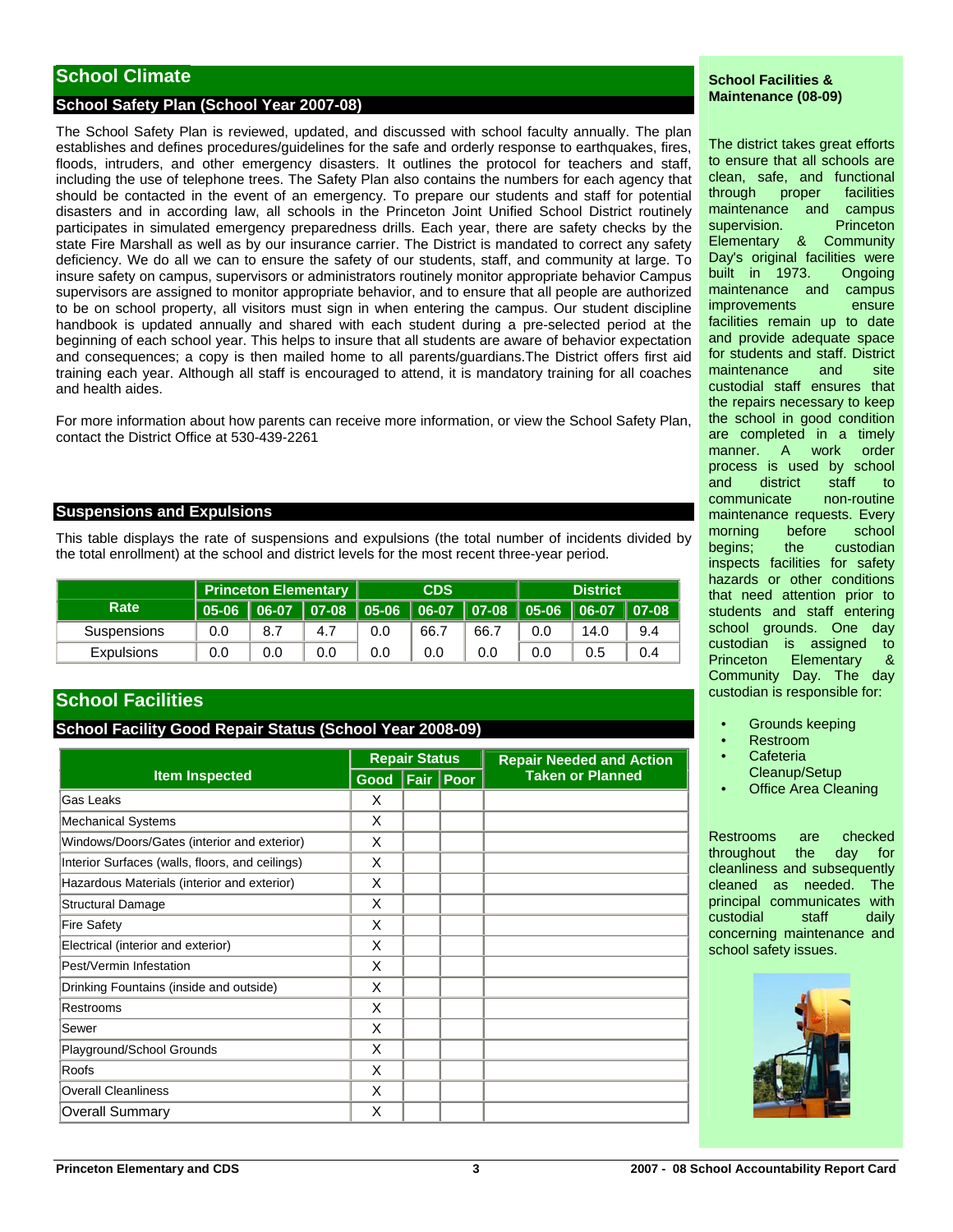## School Climate

### School Safety Plan (School Year 2007-08)

The School Safety Plan is reviewed, updated, and discussed with school faculty annually. The plan establishes and defines procedures/guidelines for the safe and orderly response to earthquakes, fires, floods, intruders, and other emergency disasters. It outlines the protocol for teachers and staff, including the use of telephone trees. The Safety Plan also contains the numbers for each agency that should be contacted in the event of an emergency. To prepare our students and staff for potential disasters and in according law, all schools in the Princeton Joint Unified School District routinely participates in simulated emergency preparedness drills. Each year, there are safety checks by the state Fire Marshall as well as by our insurance carrier. The District is mandated to correct any safety deficiency. We do all we can to ensure the safety of our students, staff, and community at large. To insure safety on campus, supervisors or administrators routinely monitor appropriate behavior Campus supervisors are assigned to monitor appropriate behavior, and to ensure that all people are authorized to be on school property, all visitors must sign in when entering the campus. Our student discipline handbook is updated annually and shared with each student during a pre-selected period at the beginning of each school year. This helps to insure that all students are aware of behavior expectation and consequences; a copy is then mailed home to all parents/guardians.The District offers first aid training each year. Although all staff is encouraged to attend, it is mandatory training for all coaches and health aides.

For more information about how parents can receive more information, or view the School Safety Plan, contact the District Office at 530-439-2261

### Suspensions and Expulsions

This table displays the rate of suspensions and expulsions (the total number of incidents divided by the total enrollment) at the school and district levels for the most recent three-year period.

| Rate | Princeton Elementary | | | CDS | | | District | | |
|---|---|---|---|---|---|---|---|---|---|
| | 05-06 | 06-07 | 07-08 | 05-06 | 06-07 | 07-08 | 05-06 | 06-07 | 07-08 |
| Suspensions | 0.0 | 8.7 | 4.7 | 0.0 | 66.7 | 66.7 | 0.0 | 14.0 | 9.4 |
| Expulsions | 0.0 | 0.0 | 0.0 | 0.0 | 0.0 | 0.0 | 0.0 | 0.5 | 0.4 |

## School Facilities

### School Facility Good Repair Status (School Year 2008-09)

| Item Inspected | Repair Status | | | Repair Needed and Action Taken or Planned |
|---|---|---|---|---|
| | Good | Fair | Poor | |
| Gas Leaks | X | | | |
| Mechanical Systems | X | | | |
| Windows/Doors/Gates (interior and exterior) | X | | | |
| Interior Surfaces (walls, floors, and ceilings) | X | | | |
| Hazardous Materials (interior and exterior) | X | | | |
| Structural Damage | X | | | |
| Fire Safety | X | | | |
| Electrical (interior and exterior) | X | | | |
| Pest/Vermin Infestation | X | | | |
| Drinking Fountains (inside and outside) | X | | | |
| Restrooms | X | | | |
| Sewer | X | | | |
| Playground/School Grounds | X | | | |
| Roofs | X | | | |
| Overall Cleanliness | X | | | |
| Overall Summary | X | | | |

### School Facilities & Maintenance (08-09)

The district takes great efforts to ensure that all schools are clean, safe, and functional through proper facilities maintenance and campus supervision. Princeton Elementary & Community Day's original facilities were built in 1973. Ongoing maintenance and campus improvements ensure facilities remain up to date and provide adequate space for students and staff. District maintenance and site custodial staff ensures that the repairs necessary to keep the school in good condition are completed in a timely manner. A work order process is used by school and district staff to communicate non-routine maintenance requests. Every morning before school begins; the custodian inspects facilities for safety hazards or other conditions that need attention prior to students and staff entering school grounds. One day custodian is assigned to Princeton Elementary & Community Day. The day custodian is responsible for:

- Grounds keeping
- Restroom
- Cafeteria Cleanup/Setup
- Office Area Cleaning

Restrooms are checked throughout the day for cleanliness and subsequently cleaned as needed. The principal communicates with custodial staff daily concerning maintenance and school safety issues.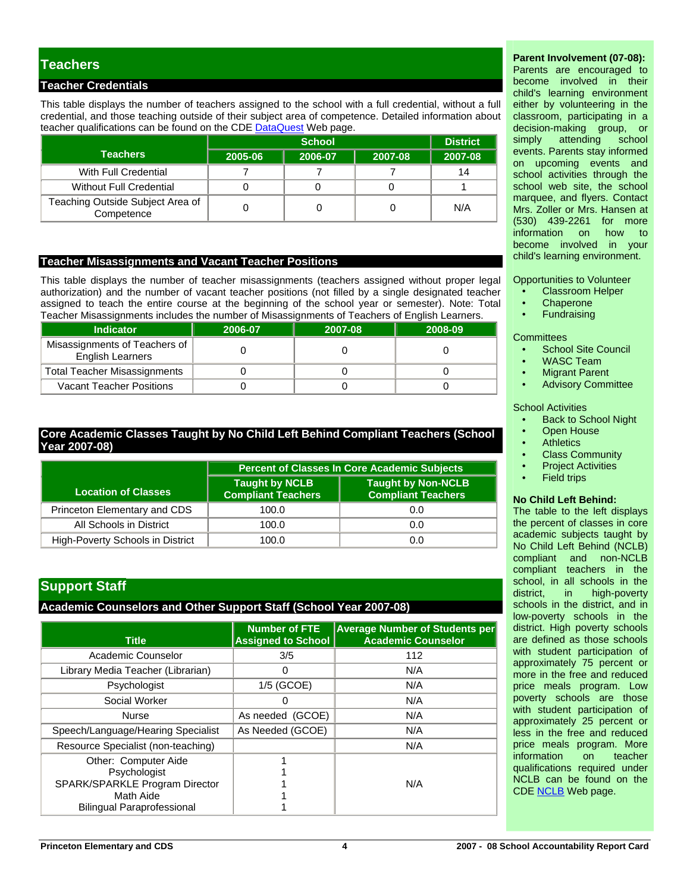## Teachers

### Teacher Credentials

This table displays the number of teachers assigned to the school with a full credential, without a full credential, and those teaching outside of their subject area of competence. Detailed information about teacher qualifications can be found on the CDE DataQuest Web page.

| Teachers | School | | | District |
|---|---|---|---|---|
| | 2005-06 | 2006-07 | 2007-08 | 2007-08 |
| With Full Credential | 7 | 7 | 7 | 14 |
| Without Full Credential | 0 | 0 | 0 | 1 |
| Teaching Outside Subject Area of Competence | 0 | 0 | 0 | N/A |

### Teacher Misassignments and Vacant Teacher Positions

This table displays the number of teacher misassignments (teachers assigned without proper legal authorization) and the number of vacant teacher positions (not filled by a single designated teacher assigned to teach the entire course at the beginning of the school year or semester). Note: Total Teacher Misassignments includes the number of Misassignments of Teachers of English Learners.

| Indicator | 2006-07 | 2007-08 | 2008-09 |
|---|---|---|---|
| Misassignments of Teachers of English Learners | 0 | 0 | 0 |
| Total Teacher Misassignments | 0 | 0 | 0 |
| Vacant Teacher Positions | 0 | 0 | 0 |

### Core Academic Classes Taught by No Child Left Behind Compliant Teachers (School Year 2007-08)

| Location of Classes | Percent of Classes In Core Academic Subjects | |
|---|---|---|
| | Taught by NCLB Compliant Teachers | Taught by Non-NCLB Compliant Teachers |
| Princeton Elementary and CDS | 100.0 | 0.0 |
| All Schools in District | 100.0 | 0.0 |
| High-Poverty Schools in District | 100.0 | 0.0 |

## Support Staff

### Academic Counselors and Other Support Staff (School Year 2007-08)

| Title | Number of FTE Assigned to School | Average Number of Students per Academic Counselor |
|---|---|---|
| Academic Counselor | 3/5 | 112 |
| Library Media Teacher (Librarian) | 0 | N/A |
| Psychologist | 1/5 (GCOE) | N/A |
| Social Worker | 0 | N/A |
| Nurse | As needed (GCOE) | N/A |
| Speech/Language/Hearing Specialist | As Needed (GCOE) | N/A |
| Resource Specialist (non-teaching) | | N/A |
| Other: Computer Aide<br>Psychologist<br>SPARK/SPARKLE Program Director<br>Math Aide<br>Bilingual Paraprofessional | 1<br>1<br>1<br>1<br>1 | N/A |

**Parent Involvement (07-08):** Parents are encouraged to become involved in their child's learning environment either by volunteering in the classroom, participating in a decision-making group, or simply attending school events. Parents stay informed on upcoming events and school activities through the school web site, the school marquee, and flyers. Contact Mrs. Zoller or Mrs. Hansen at (530) 439-2261 for more information on how to become involved in your child's learning environment.

Opportunities to Volunteer
- Classroom Helper
- Chaperone
- Fundraising

Committees
- School Site Council
- WASC Team
- Migrant Parent
- Advisory Committee

School Activities
- Back to School Night
- Open House
- Athletics
- Class Community
- Project Activities
- Field trips

**No Child Left Behind:** The table to the left displays the percent of classes in core academic subjects taught by No Child Left Behind (NCLB) compliant and non-NCLB compliant teachers in the school, in all schools in the district, in high-poverty schools in the district, and in low-poverty schools in the district. High poverty schools are defined as those schools with student participation of approximately 75 percent or more in the free and reduced price meals program. Low poverty schools are those with student participation of approximately 25 percent or less in the free and reduced price meals program. More information on teacher qualifications required under NCLB can be found on the CDE NCLB Web page.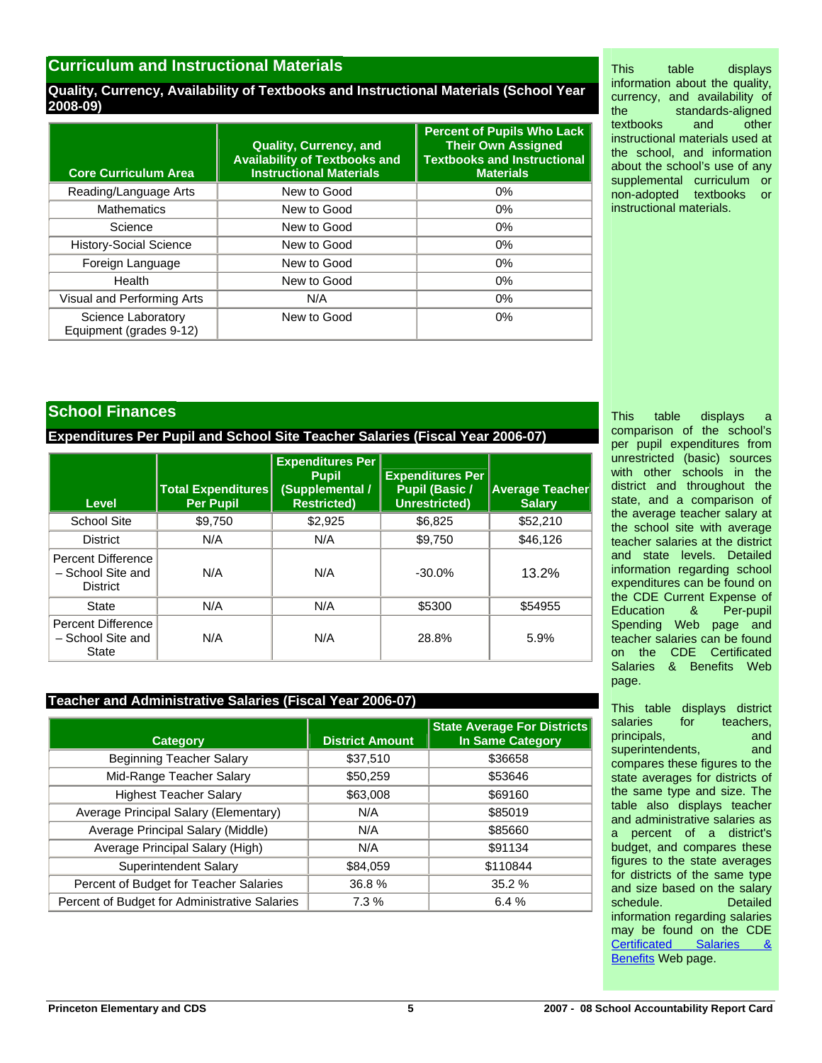## Curriculum and Instructional Materials

### Quality, Currency, Availability of Textbooks and Instructional Materials (School Year 2008-09)

This table displays information about the quality, currency, and availability of the standards-aligned textbooks and other instructional materials used at the school, and information about the school's use of any supplemental curriculum or non-adopted textbooks or instructional materials.

| Core Curriculum Area | Quality, Currency, and Availability of Textbooks and Instructional Materials | Percent of Pupils Who Lack Their Own Assigned Textbooks and Instructional Materials |
|---|---|---|
| Reading/Language Arts | New to Good | 0% |
| Mathematics | New to Good | 0% |
| Science | New to Good | 0% |
| History-Social Science | New to Good | 0% |
| Foreign Language | New to Good | 0% |
| Health | New to Good | 0% |
| Visual and Performing Arts | N/A | 0% |
| Science Laboratory Equipment (grades 9-12) | New to Good | 0% |

## School Finances

### Expenditures Per Pupil and School Site Teacher Salaries (Fiscal Year 2006-07)

This table displays a comparison of the school's per pupil expenditures from unrestricted (basic) sources with other schools in the district and throughout the state, and a comparison of the average teacher salary at the school site with average teacher salaries at the district and state levels. Detailed information regarding school expenditures can be found on the CDE Current Expense of Education & Per-pupil Spending Web page and teacher salaries can be found on the CDE Certificated Salaries & Benefits Web page.

| Level | Total Expenditures Per Pupil | Expenditures Per Pupil (Supplemental / Restricted) | Expenditures Per Pupil (Basic / Unrestricted) | Average Teacher Salary |
|---|---|---|---|---|
| School Site | $9,750 | $2,925 | $6,825 | $52,210 |
| District | N/A | N/A | $9,750 | $46,126 |
| Percent Difference – School Site and District | N/A | N/A | -30.0% | 13.2% |
| State | N/A | N/A | $5300 | $54955 |
| Percent Difference – School Site and State | N/A | N/A | 28.8% | 5.9% |

### Teacher and Administrative Salaries (Fiscal Year 2006-07)

This table displays district salaries for teachers, principals, and superintendents, and compares these figures to the state averages for districts of the same type and size. The table also displays teacher and administrative salaries as a percent of a district's budget, and compares these figures to the state averages for districts of the same type and size based on the salary schedule. Detailed information regarding salaries may be found on the CDE [Certificated Salaries & Benefits] Web page.

| Category | District Amount | State Average For Districts In Same Category |
|---|---|---|
| Beginning Teacher Salary | $37,510 | $36658 |
| Mid-Range Teacher Salary | $50,259 | $53646 |
| Highest Teacher Salary | $63,008 | $69160 |
| Average Principal Salary (Elementary) | N/A | $85019 |
| Average Principal Salary (Middle) | N/A | $85660 |
| Average Principal Salary (High) | N/A | $91134 |
| Superintendent Salary | $84,059 | $110844 |
| Percent of Budget for Teacher Salaries | 36.8 % | 35.2 % |
| Percent of Budget for Administrative Salaries | 7.3 % | 6.4 % |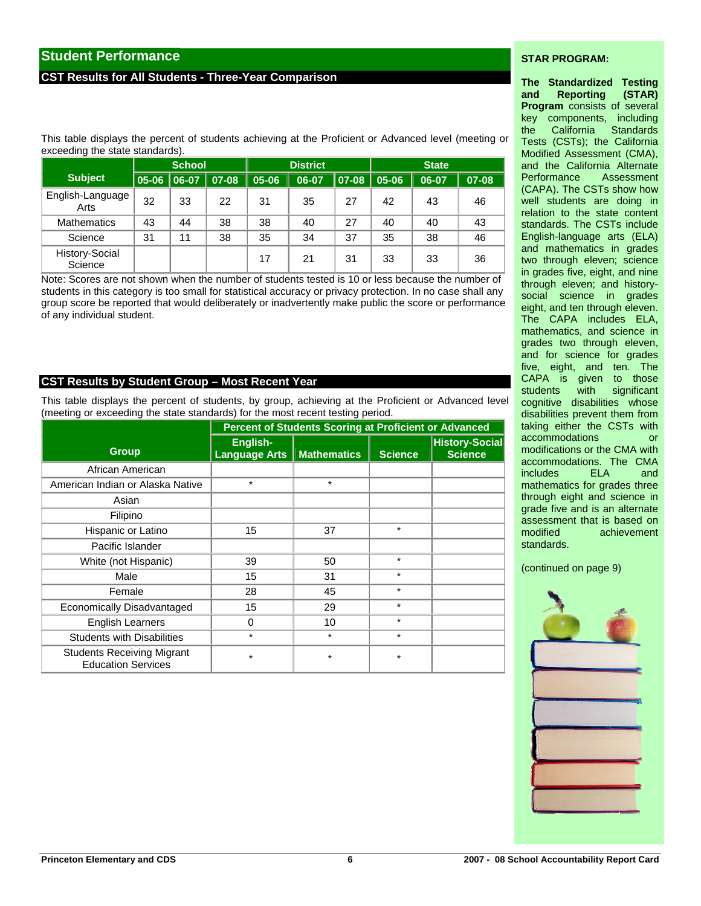## Student Performance

### CST Results for All Students - Three-Year Comparison

This table displays the percent of students achieving at the Proficient or Advanced level (meeting or exceeding the state standards).

| Subject | School | | | District | | | State | | |
|---|---|---|---|---|---|---|---|---|---|
| | 05-06 | 06-07 | 07-08 | 05-06 | 06-07 | 07-08 | 05-06 | 06-07 | 07-08 |
| English-Language Arts | 32 | 33 | 22 | 31 | 35 | 27 | 42 | 43 | 46 |
| Mathematics | 43 | 44 | 38 | 38 | 40 | 27 | 40 | 40 | 43 |
| Science | 31 | 11 | 38 | 35 | 34 | 37 | 35 | 38 | 46 |
| History-Social Science | | | | 17 | 21 | 31 | 33 | 33 | 36 |

Note: Scores are not shown when the number of students tested is 10 or less because the number of students in this category is too small for statistical accuracy or privacy protection. In no case shall any group score be reported that would deliberately or inadvertently make public the score or performance of any individual student.

### CST Results by Student Group – Most Recent Year

This table displays the percent of students, by group, achieving at the Proficient or Advanced level (meeting or exceeding the state standards) for the most recent testing period.

| Group | Percent of Students Scoring at Proficient or Advanced | | | |
|---|---|---|---|---|
| | English-Language Arts | Mathematics | Science | History-Social Science |
| African American | | | | |
| American Indian or Alaska Native | * | * | | |
| Asian | | | | |
| Filipino | | | | |
| Hispanic or Latino | 15 | 37 | * | |
| Pacific Islander | | | | |
| White (not Hispanic) | 39 | 50 | * | |
| Male | 15 | 31 | * | |
| Female | 28 | 45 | * | |
| Economically Disadvantaged | 15 | 29 | * | |
| English Learners | 0 | 10 | * | |
| Students with Disabilities | * | * | * | |
| Students Receiving Migrant Education Services | * | * | * | |

**STAR PROGRAM:**

**The Standardized Testing and Reporting (STAR) Program** consists of several key components, including the California Standards Tests (CSTs); the California Modified Assessment (CMA), and the California Alternate Performance Assessment (CAPA). The CSTs show how well students are doing in relation to the state content standards. The CSTs include English-language arts (ELA) and mathematics in grades two through eleven; science in grades five, eight, and nine through eleven; and history-social science in grades eight, and ten through eleven. The CAPA includes ELA, mathematics, and science in grades two through eleven, and for science for grades five, eight, and ten. The CAPA is given to those students with significant cognitive disabilities whose disabilities prevent them from taking either the CSTs with accommodations or modifications or the CMA with accommodations. The CMA includes ELA and mathematics for grades three through eight and science in grade five and is an alternate assessment that is based on modified achievement standards.

(continued on page 9)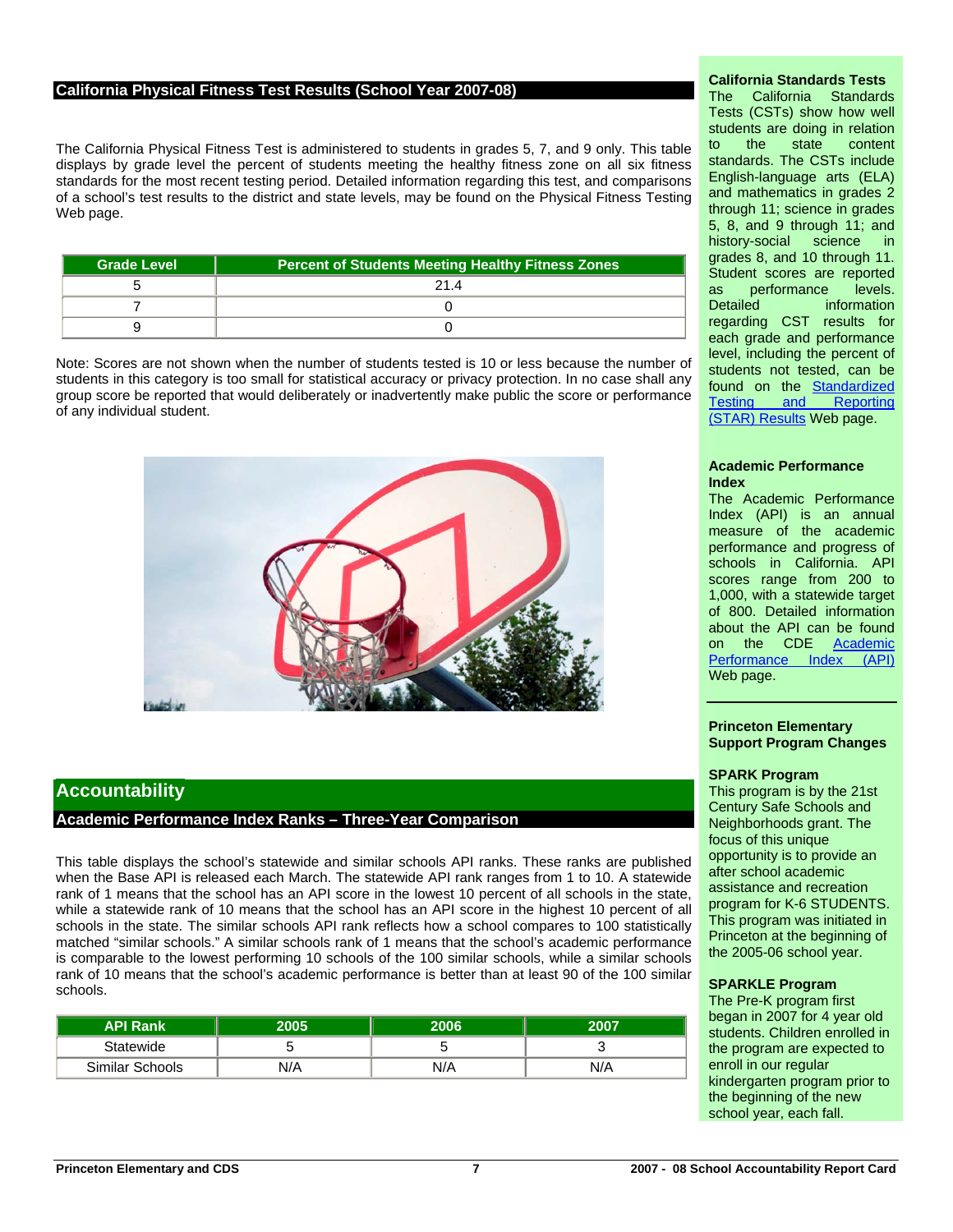## California Physical Fitness Test Results (School Year 2007-08)

The California Physical Fitness Test is administered to students in grades 5, 7, and 9 only. This table displays by grade level the percent of students meeting the healthy fitness zone on all six fitness standards for the most recent testing period. Detailed information regarding this test, and comparisons of a school's test results to the district and state levels, may be found on the Physical Fitness Testing Web page.

| Grade Level | Percent of Students Meeting Healthy Fitness Zones |
|---|---|
| 5 | 21.4 |
| 7 | 0 |
| 9 | 0 |

Note: Scores are not shown when the number of students tested is 10 or less because the number of students in this category is too small for statistical accuracy or privacy protection. In no case shall any group score be reported that would deliberately or inadvertently make public the score or performance of any individual student.

# Accountability

## Academic Performance Index Ranks – Three-Year Comparison

This table displays the school's statewide and similar schools API ranks. These ranks are published when the Base API is released each March. The statewide API rank ranges from 1 to 10. A statewide rank of 1 means that the school has an API score in the lowest 10 percent of all schools in the state, while a statewide rank of 10 means that the school has an API score in the highest 10 percent of all schools in the state. The similar schools API rank reflects how a school compares to 100 statistically matched "similar schools." A similar schools rank of 1 means that the school's academic performance is comparable to the lowest performing 10 schools of the 100 similar schools, while a similar schools rank of 10 means that the school's academic performance is better than at least 90 of the 100 similar schools.

| API Rank | 2005 | 2006 | 2007 |
|---|---|---|---|
| Statewide | 5 | 5 | 3 |
| Similar Schools | N/A | N/A | N/A |

### California Standards Tests

The California Standards Tests (CSTs) show how well students are doing in relation to the state content standards. The CSTs include English-language arts (ELA) and mathematics in grades 2 through 11; science in grades 5, 8, and 9 through 11; and history-social science in grades 8, and 10 through 11. Student scores are reported as performance levels. Detailed information regarding CST results for each grade and performance level, including the percent of students not tested, can be found on the Standardized Testing and Reporting (STAR) Results Web page.

### Academic Performance Index

The Academic Performance Index (API) is an annual measure of the academic performance and progress of schools in California. API scores range from 200 to 1,000, with a statewide target of 800. Detailed information about the API can be found on the CDE Academic Performance Index (API) Web page.

### Princeton Elementary Support Program Changes

**SPARK Program**

This program is by the 21st Century Safe Schools and Neighborhoods grant. The focus of this unique opportunity is to provide an after school academic assistance and recreation program for K-6 STUDENTS. This program was initiated in Princeton at the beginning of the 2005-06 school year.

**SPARKLE Program**

The Pre-K program first began in 2007 for 4 year old students. Children enrolled in the program are expected to enroll in our regular kindergarten program prior to the beginning of the new school year, each fall.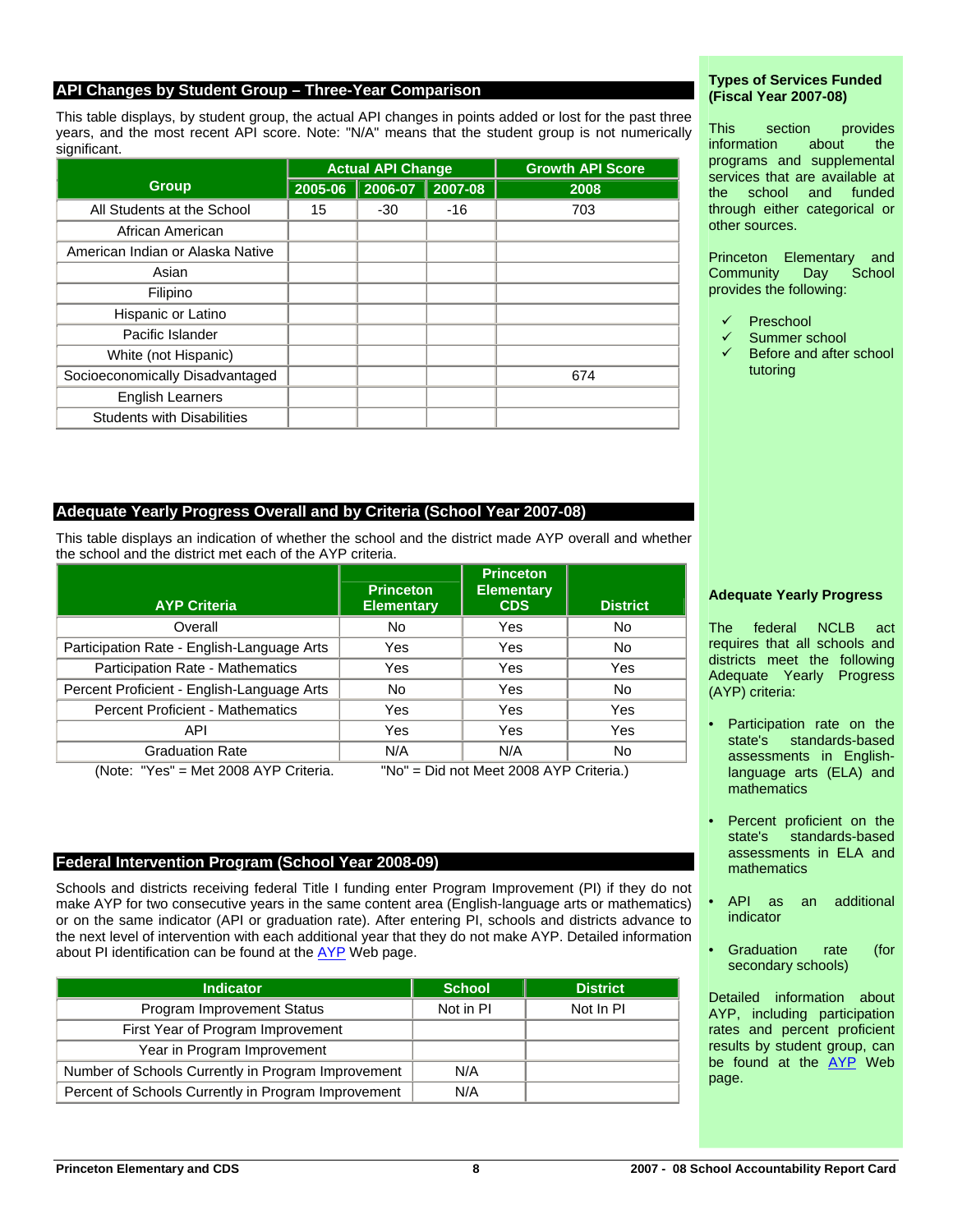## API Changes by Student Group – Three-Year Comparison

This table displays, by student group, the actual API changes in points added or lost for the past three years, and the most recent API score. Note: "N/A" means that the student group is not numerically significant.

| Group | Actual API Change | | | Growth API Score |
|---|---|---|---|---|
| | 2005-06 | 2006-07 | 2007-08 | 2008 |
| All Students at the School | 15 | -30 | -16 | 703 |
| African American | | | | |
| American Indian or Alaska Native | | | | |
| Asian | | | | |
| Filipino | | | | |
| Hispanic or Latino | | | | |
| Pacific Islander | | | | |
| White (not Hispanic) | | | | |
| Socioeconomically Disadvantaged | | | | 674 |
| English Learners | | | | |
| Students with Disabilities | | | | |

## Adequate Yearly Progress Overall and by Criteria (School Year 2007-08)

This table displays an indication of whether the school and the district made AYP overall and whether the school and the district met each of the AYP criteria.

| AYP Criteria | Princeton Elementary | Princeton Elementary CDS | District |
|---|---|---|---|
| Overall | No | Yes | No |
| Participation Rate - English-Language Arts | Yes | Yes | No |
| Participation Rate - Mathematics | Yes | Yes | Yes |
| Percent Proficient - English-Language Arts | No | Yes | No |
| Percent Proficient - Mathematics | Yes | Yes | Yes |
| API | Yes | Yes | Yes |
| Graduation Rate | N/A | N/A | No |

(Note: "Yes" = Met 2008 AYP Criteria. "No" = Did not Meet 2008 AYP Criteria.)

## Federal Intervention Program (School Year 2008-09)

Schools and districts receiving federal Title I funding enter Program Improvement (PI) if they do not make AYP for two consecutive years in the same content area (English-language arts or mathematics) or on the same indicator (API or graduation rate). After entering PI, schools and districts advance to the next level of intervention with each additional year that they do not make AYP. Detailed information about PI identification can be found at the AYP Web page.

| Indicator | School | District |
|---|---|---|
| Program Improvement Status | Not in PI | Not In PI |
| First Year of Program Improvement | | |
| Year in Program Improvement | | |
| Number of Schools Currently in Program Improvement | N/A | |
| Percent of Schools Currently in Program Improvement | N/A | |

### Types of Services Funded (Fiscal Year 2007-08)

This section provides information about the programs and supplemental services that are available at the school and funded through either categorical or other sources.

Princeton Elementary and Community Day School provides the following:

- ✓ Preschool
- ✓ Summer school
- ✓ Before and after school tutoring

### Adequate Yearly Progress

The federal NCLB act requires that all schools and districts meet the following Adequate Yearly Progress (AYP) criteria:

- Participation rate on the state's standards-based assessments in English-language arts (ELA) and mathematics
- Percent proficient on the state's standards-based assessments in ELA and mathematics
- API as an additional indicator
- Graduation rate (for secondary schools)

Detailed information about AYP, including participation rates and percent proficient results by student group, can be found at the AYP Web page.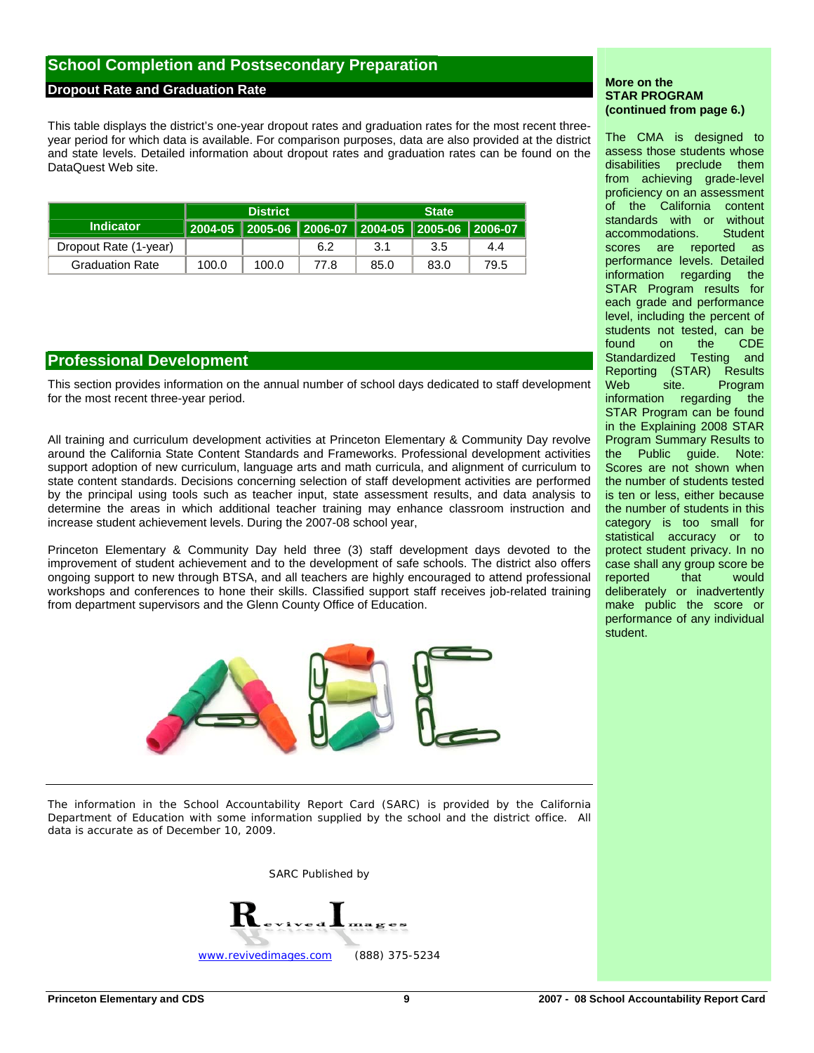## School Completion and Postsecondary Preparation

### Dropout Rate and Graduation Rate

This table displays the district's one-year dropout rates and graduation rates for the most recent three-year period for which data is available. For comparison purposes, data are also provided at the district and state levels. Detailed information about dropout rates and graduation rates can be found on the DataQuest Web site.

| Indicator | District | | | State | | |
|---|---|---|---|---|---|---|
| | 2004-05 | 2005-06 | 2006-07 | 2004-05 | 2005-06 | 2006-07 |
| Dropout Rate (1-year) | | | 6.2 | 3.1 | 3.5 | 4.4 |
| Graduation Rate | 100.0 | 100.0 | 77.8 | 85.0 | 83.0 | 79.5 |

## Professional Development

This section provides information on the annual number of school days dedicated to staff development for the most recent three-year period.

All training and curriculum development activities at Princeton Elementary & Community Day revolve around the California State Content Standards and Frameworks. Professional development activities support adoption of new curriculum, language arts and math curricula, and alignment of curriculum to state content standards. Decisions concerning selection of staff development activities are performed by the principal using tools such as teacher input, state assessment results, and data analysis to determine the areas in which additional teacher training may enhance classroom instruction and increase student achievement levels. During the 2007-08 school year,

Princeton Elementary & Community Day held three (3) staff development days devoted to the improvement of student achievement and to the development of safe schools. The district also offers ongoing support to new through BTSA, and all teachers are highly encouraged to attend professional workshops and conferences to hone their skills. Classified support staff receives job-related training from department supervisors and the Glenn County Office of Education.

The information in the School Accountability Report Card (SARC) is provided by the California Department of Education with some information supplied by the school and the district office. All data is accurate as of December 10, 2009.

SARC Published by

Revived Images

www.revivedimages.com (888) 375-5234

**More on the STAR PROGRAM (continued from page 6.)**

The CMA is designed to assess those students whose disabilities preclude them from achieving grade-level proficiency on an assessment of the California content standards with or without accommodations. Student scores are reported as performance levels. Detailed information regarding the STAR Program results for each grade and performance level, including the percent of students not tested, can be found on the CDE Standardized Testing and Reporting (STAR) Results Web site. Program information regarding the STAR Program can be found in the Explaining 2008 STAR Program Summary Results to the Public guide. Note: Scores are not shown when the number of students tested is ten or less, either because the number of students in this category is too small for statistical accuracy or to protect student privacy. In no case shall any group score be reported that would deliberately or inadvertently make public the score or performance of any individual student.